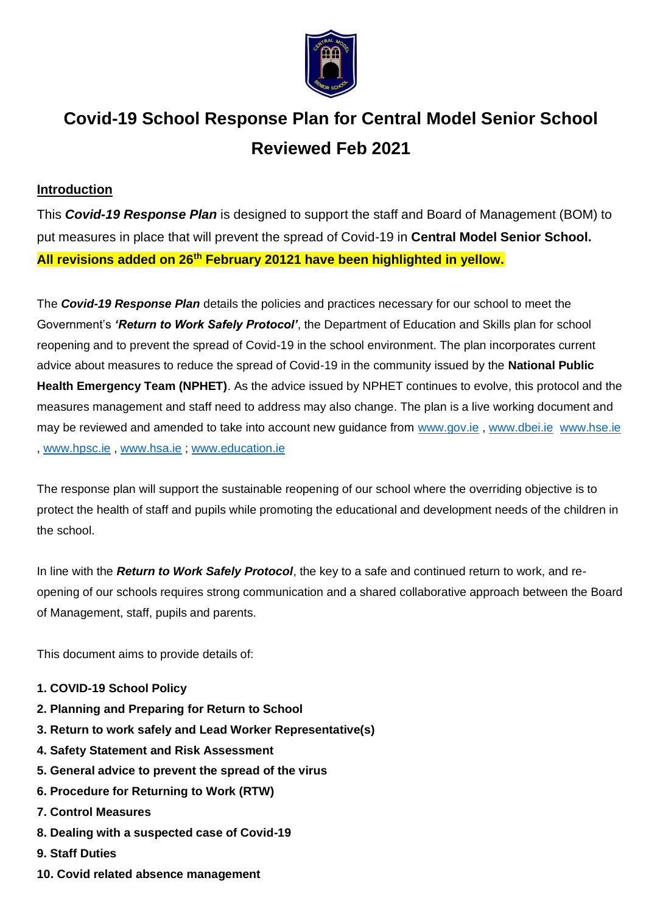# Covid-19 School Response Plan for Central Model Senior School Reviewed Feb 2021

## Introduction

This ***Covid-19 Response Plan*** is designed to support the staff and Board of Management (BOM) to put measures in place that will prevent the spread of Covid-19 in **Central Model Senior School.**
**All revisions added on 26th February 20121 have been highlighted in yellow.**

The ***Covid-19 Response Plan*** details the policies and practices necessary for our school to meet the Government's ***'Return to Work Safely Protocol'***, the Department of Education and Skills plan for school reopening and to prevent the spread of Covid-19 in the school environment. The plan incorporates current advice about measures to reduce the spread of Covid-19 in the community issued by the **National Public Health Emergency Team (NPHET)**. As the advice issued by NPHET continues to evolve, this protocol and the measures management and staff need to address may also change. The plan is a live working document and may be reviewed and amended to take into account new guidance from www.gov.ie , www.dbei.ie www.hse.ie , www.hpsc.ie , www.hsa.ie ; www.education.ie

The response plan will support the sustainable reopening of our school where the overriding objective is to protect the health of staff and pupils while promoting the educational and development needs of the children in the school.

In line with the ***Return to Work Safely Protocol***, the key to a safe and continued return to work, and re-opening of our schools requires strong communication and a shared collaborative approach between the Board of Management, staff, pupils and parents.

This document aims to provide details of:

1. **COVID-19 School Policy**
2. **Planning and Preparing for Return to School**
3. **Return to work safely and Lead Worker Representative(s)**
4. **Safety Statement and Risk Assessment**
5. **General advice to prevent the spread of the virus**
6. **Procedure for Returning to Work (RTW)**
7. **Control Measures**
8. **Dealing with a suspected case of Covid-19**
9. **Staff Duties**
10. **Covid related absence management**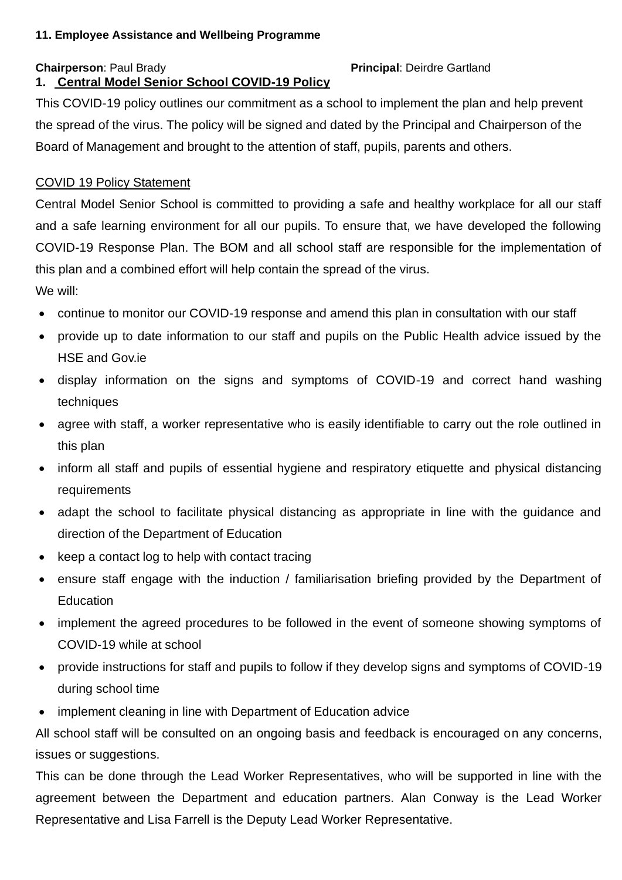**11. Employee Assistance and Wellbeing Programme**

**Chairperson**: Paul Brady **Principal**: Deirdre Gartland

## 1. Central Model Senior School COVID-19 Policy

This COVID-19 policy outlines our commitment as a school to implement the plan and help prevent the spread of the virus. The policy will be signed and dated by the Principal and Chairperson of the Board of Management and brought to the attention of staff, pupils, parents and others.

### COVID 19 Policy Statement

Central Model Senior School is committed to providing a safe and healthy workplace for all our staff and a safe learning environment for all our pupils. To ensure that, we have developed the following COVID-19 Response Plan. The BOM and all school staff are responsible for the implementation of this plan and a combined effort will help contain the spread of the virus.

We will:

- continue to monitor our COVID-19 response and amend this plan in consultation with our staff
- provide up to date information to our staff and pupils on the Public Health advice issued by the HSE and Gov.ie
- display information on the signs and symptoms of COVID-19 and correct hand washing techniques
- agree with staff, a worker representative who is easily identifiable to carry out the role outlined in this plan
- inform all staff and pupils of essential hygiene and respiratory etiquette and physical distancing requirements
- adapt the school to facilitate physical distancing as appropriate in line with the guidance and direction of the Department of Education
- keep a contact log to help with contact tracing
- ensure staff engage with the induction / familiarisation briefing provided by the Department of Education
- implement the agreed procedures to be followed in the event of someone showing symptoms of COVID-19 while at school
- provide instructions for staff and pupils to follow if they develop signs and symptoms of COVID-19 during school time
- implement cleaning in line with Department of Education advice

All school staff will be consulted on an ongoing basis and feedback is encouraged on any concerns, issues or suggestions.

This can be done through the Lead Worker Representatives, who will be supported in line with the agreement between the Department and education partners. Alan Conway is the Lead Worker Representative and Lisa Farrell is the Deputy Lead Worker Representative.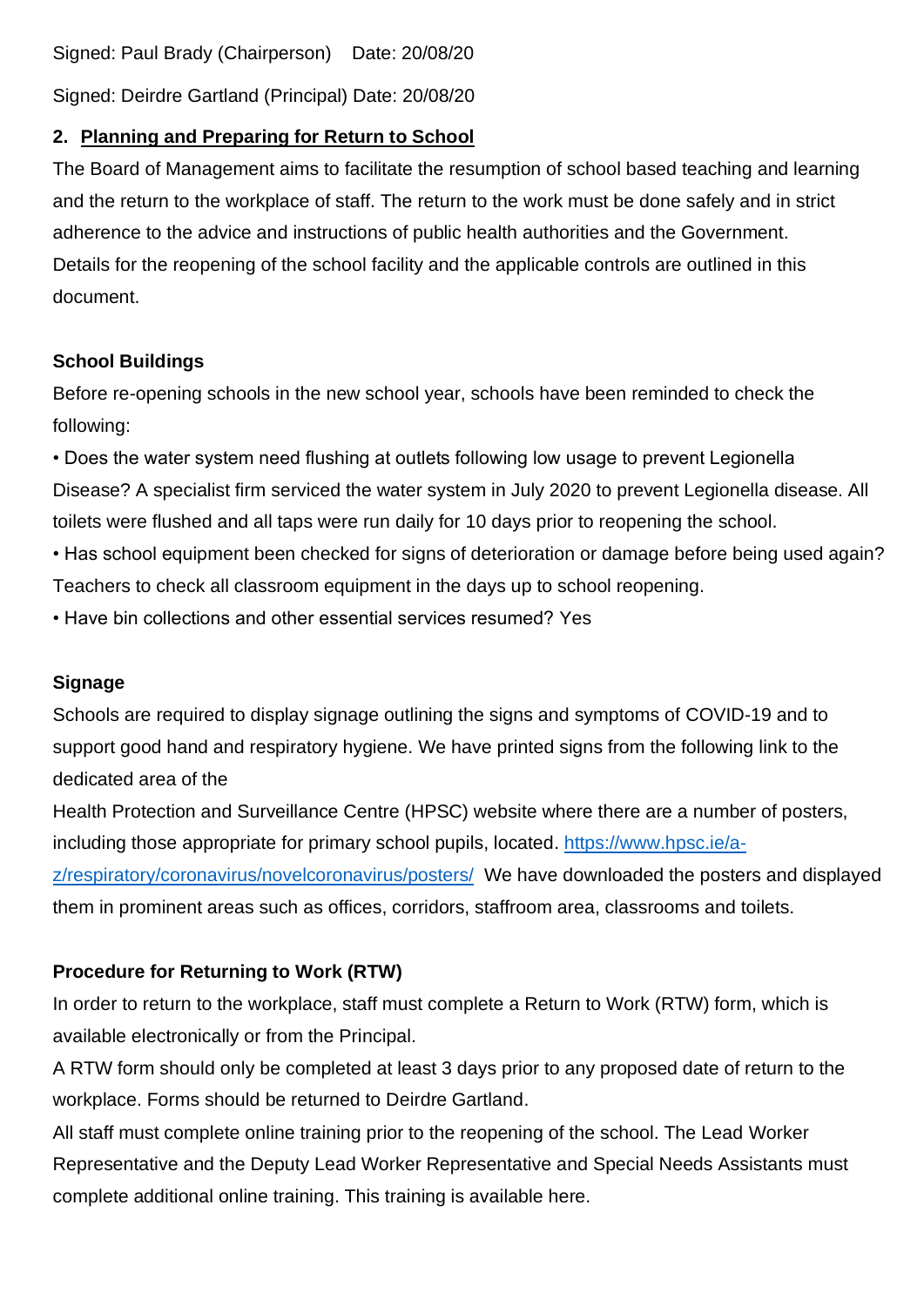Signed: Paul Brady (Chairperson) Date: 20/08/20

Signed: Deirdre Gartland (Principal) Date: 20/08/20

## 2. Planning and Preparing for Return to School

The Board of Management aims to facilitate the resumption of school based teaching and learning and the return to the workplace of staff. The return to the work must be done safely and in strict adherence to the advice and instructions of public health authorities and the Government. Details for the reopening of the school facility and the applicable controls are outlined in this document.

### School Buildings

Before re-opening schools in the new school year, schools have been reminded to check the following:

• Does the water system need flushing at outlets following low usage to prevent Legionella Disease? A specialist firm serviced the water system in July 2020 to prevent Legionella disease. All toilets were flushed and all taps were run daily for 10 days prior to reopening the school.

• Has school equipment been checked for signs of deterioration or damage before being used again? Teachers to check all classroom equipment in the days up to school reopening.

• Have bin collections and other essential services resumed? Yes

### Signage

Schools are required to display signage outlining the signs and symptoms of COVID-19 and to support good hand and respiratory hygiene. We have printed signs from the following link to the dedicated area of the Health Protection and Surveillance Centre (HPSC) website where there are a number of posters, including those appropriate for primary school pupils, located. https://www.hpsc.ie/a-z/respiratory/coronavirus/novelcoronavirus/posters/ We have downloaded the posters and displayed them in prominent areas such as offices, corridors, staffroom area, classrooms and toilets.

### Procedure for Returning to Work (RTW)

In order to return to the workplace, staff must complete a Return to Work (RTW) form, which is available electronically or from the Principal.

A RTW form should only be completed at least 3 days prior to any proposed date of return to the workplace. Forms should be returned to Deirdre Gartland.

All staff must complete online training prior to the reopening of the school. The Lead Worker Representative and the Deputy Lead Worker Representative and Special Needs Assistants must complete additional online training. This training is available here.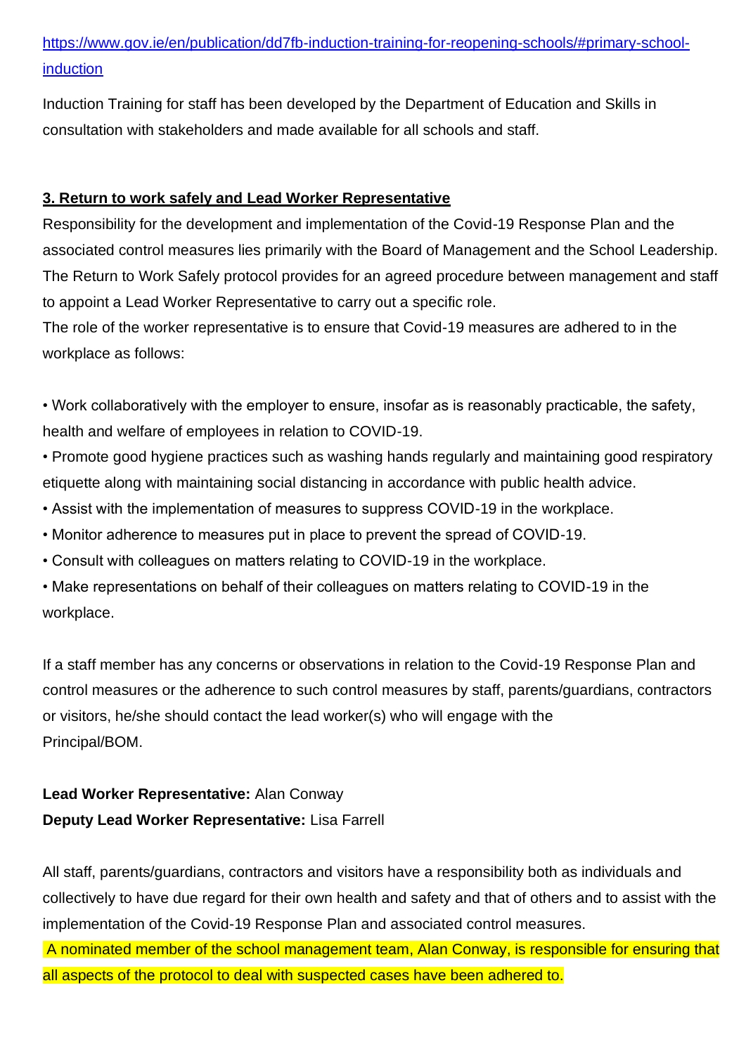[https://www.gov.ie/en/publication/dd7fb-induction-training-for-reopening-schools/#primary-school-induction](https://www.gov.ie/en/publication/dd7fb-induction-training-for-reopening-schools/#primary-school-induction)

Induction Training for staff has been developed by the Department of Education and Skills in consultation with stakeholders and made available for all schools and staff.

## 3. Return to work safely and Lead Worker Representative

Responsibility for the development and implementation of the Covid-19 Response Plan and the associated control measures lies primarily with the Board of Management and the School Leadership. The Return to Work Safely protocol provides for an agreed procedure between management and staff to appoint a Lead Worker Representative to carry out a specific role.

The role of the worker representative is to ensure that Covid-19 measures are adhered to in the workplace as follows:

- Work collaboratively with the employer to ensure, insofar as is reasonably practicable, the safety, health and welfare of employees in relation to COVID-19.
- Promote good hygiene practices such as washing hands regularly and maintaining good respiratory etiquette along with maintaining social distancing in accordance with public health advice.
- Assist with the implementation of measures to suppress COVID-19 in the workplace.
- Monitor adherence to measures put in place to prevent the spread of COVID-19.
- Consult with colleagues on matters relating to COVID-19 in the workplace.
- Make representations on behalf of their colleagues on matters relating to COVID-19 in the workplace.

If a staff member has any concerns or observations in relation to the Covid-19 Response Plan and control measures or the adherence to such control measures by staff, parents/guardians, contractors or visitors, he/she should contact the lead worker(s) who will engage with the Principal/BOM.

**Lead Worker Representative:** Alan Conway
**Deputy Lead Worker Representative:** Lisa Farrell

All staff, parents/guardians, contractors and visitors have a responsibility both as individuals and collectively to have due regard for their own health and safety and that of others and to assist with the implementation of the Covid-19 Response Plan and associated control measures.

A nominated member of the school management team, Alan Conway, is responsible for ensuring that all aspects of the protocol to deal with suspected cases have been adhered to.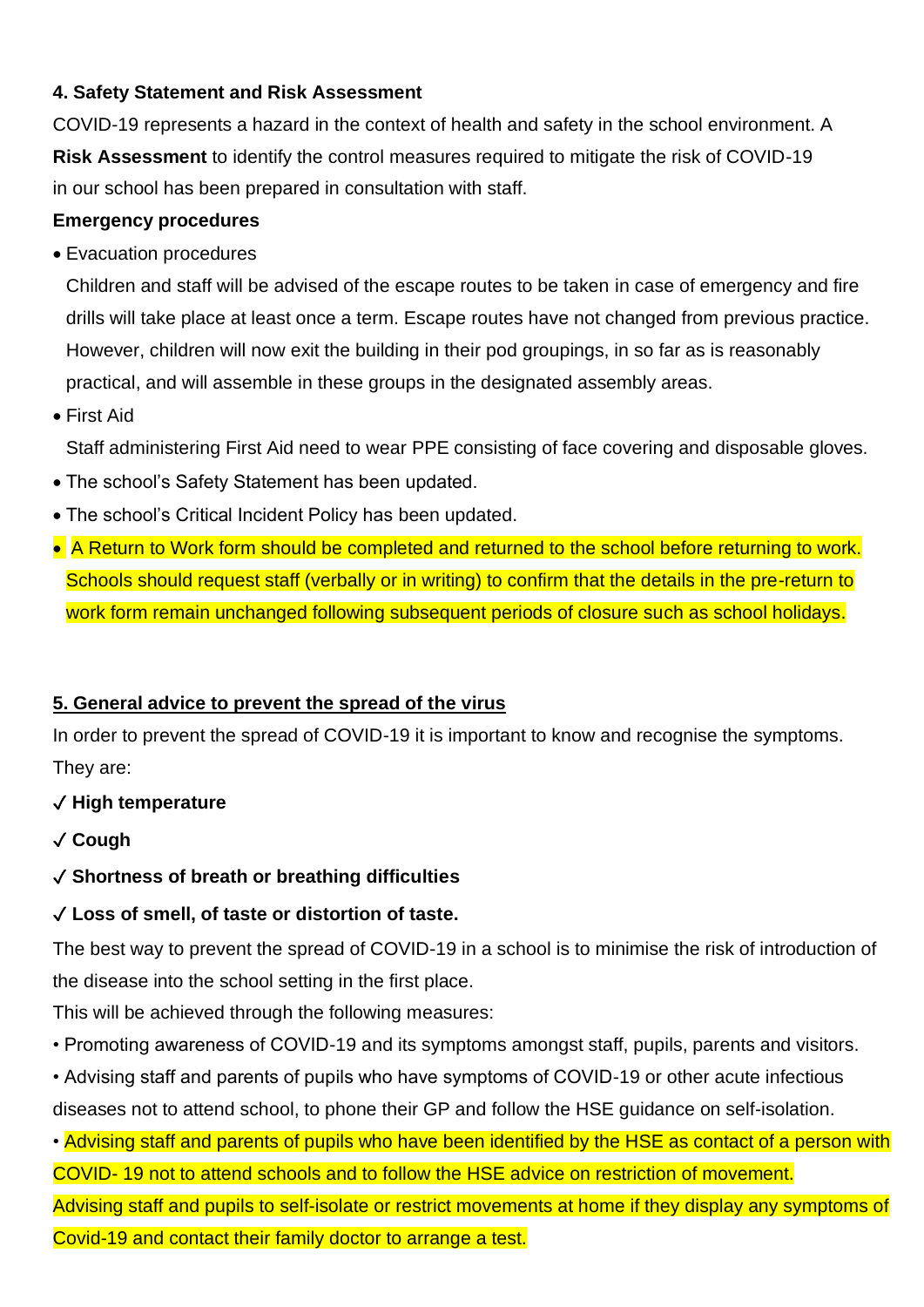**4. Safety Statement and Risk Assessment**

COVID-19 represents a hazard in the context of health and safety in the school environment. A **Risk Assessment** to identify the control measures required to mitigate the risk of COVID-19 in our school has been prepared in consultation with staff.

**Emergency procedures**

- Evacuation procedures

  Children and staff will be advised of the escape routes to be taken in case of emergency and fire drills will take place at least once a term. Escape routes have not changed from previous practice. However, children will now exit the building in their pod groupings, in so far as is reasonably practical, and will assemble in these groups in the designated assembly areas.

- First Aid

  Staff administering First Aid need to wear PPE consisting of face covering and disposable gloves.

- The school's Safety Statement has been updated.
- The school's Critical Incident Policy has been updated.
- A Return to Work form should be completed and returned to the school before returning to work. Schools should request staff (verbally or in writing) to confirm that the details in the pre-return to work form remain unchanged following subsequent periods of closure such as school holidays.

## 5. General advice to prevent the spread of the virus

In order to prevent the spread of COVID-19 it is important to know and recognise the symptoms. They are:

✓ **High temperature**

✓ **Cough**

✓ **Shortness of breath or breathing difficulties**

✓ **Loss of smell, of taste or distortion of taste.**

The best way to prevent the spread of COVID-19 in a school is to minimise the risk of introduction of the disease into the school setting in the first place.

This will be achieved through the following measures:

- Promoting awareness of COVID-19 and its symptoms amongst staff, pupils, parents and visitors.
- Advising staff and parents of pupils who have symptoms of COVID-19 or other acute infectious diseases not to attend school, to phone their GP and follow the HSE guidance on self-isolation.
- Advising staff and parents of pupils who have been identified by the HSE as contact of a person with COVID- 19 not to attend schools and to follow the HSE advice on restriction of movement. Advising staff and pupils to self-isolate or restrict movements at home if they display any symptoms of Covid-19 and contact their family doctor to arrange a test.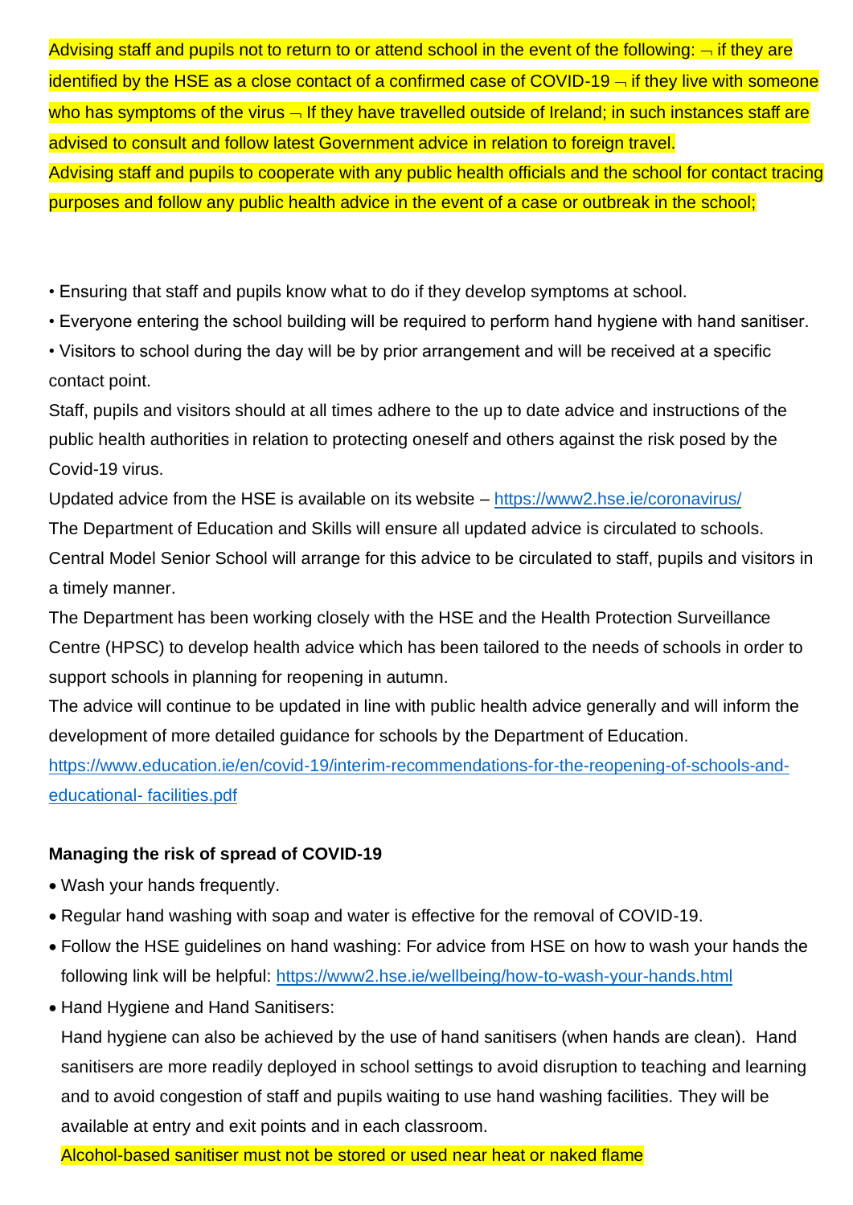Advising staff and pupils not to return to or attend school in the event of the following: ¬ if they are identified by the HSE as a close contact of a confirmed case of COVID-19 ¬ if they live with someone who has symptoms of the virus ¬ If they have travelled outside of Ireland; in such instances staff are advised to consult and follow latest Government advice in relation to foreign travel.

Advising staff and pupils to cooperate with any public health officials and the school for contact tracing purposes and follow any public health advice in the event of a case or outbreak in the school;

- Ensuring that staff and pupils know what to do if they develop symptoms at school.
- Everyone entering the school building will be required to perform hand hygiene with hand sanitiser.
- Visitors to school during the day will be by prior arrangement and will be received at a specific contact point.

Staff, pupils and visitors should at all times adhere to the up to date advice and instructions of the public health authorities in relation to protecting oneself and others against the risk posed by the Covid-19 virus.

Updated advice from the HSE is available on its website – https://www2.hse.ie/coronavirus/

The Department of Education and Skills will ensure all updated advice is circulated to schools. Central Model Senior School will arrange for this advice to be circulated to staff, pupils and visitors in a timely manner.

The Department has been working closely with the HSE and the Health Protection Surveillance Centre (HPSC) to develop health advice which has been tailored to the needs of schools in order to support schools in planning for reopening in autumn.

The advice will continue to be updated in line with public health advice generally and will inform the development of more detailed guidance for schools by the Department of Education.

https://www.education.ie/en/covid-19/interim-recommendations-for-the-reopening-of-schools-and-educational- facilities.pdf

**Managing the risk of spread of COVID-19**

- Wash your hands frequently.
- Regular hand washing with soap and water is effective for the removal of COVID-19.
- Follow the HSE guidelines on hand washing: For advice from HSE on how to wash your hands the following link will be helpful: https://www2.hse.ie/wellbeing/how-to-wash-your-hands.html
- Hand Hygiene and Hand Sanitisers:

  Hand hygiene can also be achieved by the use of hand sanitisers (when hands are clean). Hand sanitisers are more readily deployed in school settings to avoid disruption to teaching and learning and to avoid congestion of staff and pupils waiting to use hand washing facilities. They will be available at entry and exit points and in each classroom.

  Alcohol-based sanitiser must not be stored or used near heat or naked flame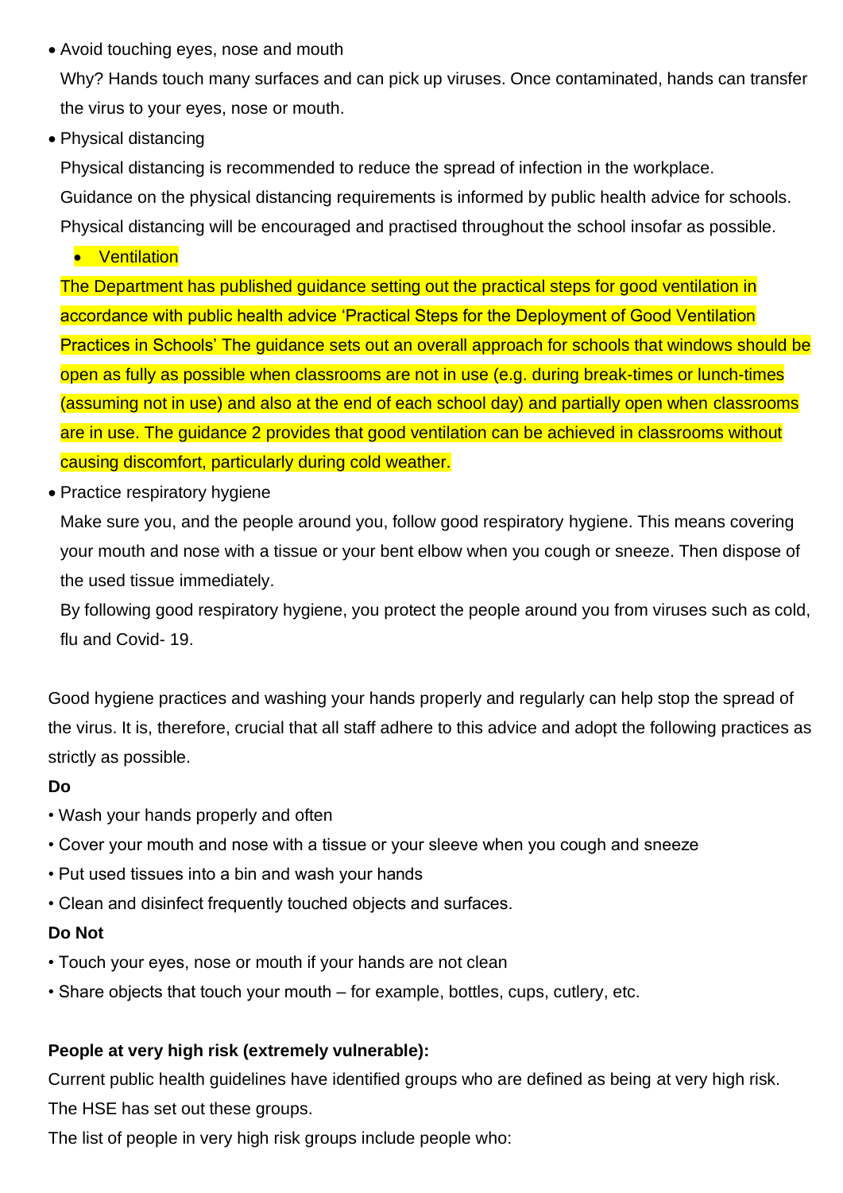- Avoid touching eyes, nose and mouth

  Why? Hands touch many surfaces and can pick up viruses. Once contaminated, hands can transfer the virus to your eyes, nose or mouth.

- Physical distancing

  Physical distancing is recommended to reduce the spread of infection in the workplace. Guidance on the physical distancing requirements is informed by public health advice for schools. Physical distancing will be encouraged and practised throughout the school insofar as possible.

  - Ventilation

  The Department has published guidance setting out the practical steps for good ventilation in accordance with public health advice 'Practical Steps for the Deployment of Good Ventilation Practices in Schools' The guidance sets out an overall approach for schools that windows should be open as fully as possible when classrooms are not in use (e.g. during break-times or lunch-times (assuming not in use) and also at the end of each school day) and partially open when classrooms are in use. The guidance 2 provides that good ventilation can be achieved in classrooms without causing discomfort, particularly during cold weather.

- Practice respiratory hygiene

  Make sure you, and the people around you, follow good respiratory hygiene. This means covering your mouth and nose with a tissue or your bent elbow when you cough or sneeze. Then dispose of the used tissue immediately.

  By following good respiratory hygiene, you protect the people around you from viruses such as cold, flu and Covid- 19.

Good hygiene practices and washing your hands properly and regularly can help stop the spread of the virus. It is, therefore, crucial that all staff adhere to this advice and adopt the following practices as strictly as possible.

**Do**

- Wash your hands properly and often
- Cover your mouth and nose with a tissue or your sleeve when you cough and sneeze
- Put used tissues into a bin and wash your hands
- Clean and disinfect frequently touched objects and surfaces.

**Do Not**

- Touch your eyes, nose or mouth if your hands are not clean
- Share objects that touch your mouth – for example, bottles, cups, cutlery, etc.

**People at very high risk (extremely vulnerable):**

Current public health guidelines have identified groups who are defined as being at very high risk. The HSE has set out these groups.

The list of people in very high risk groups include people who: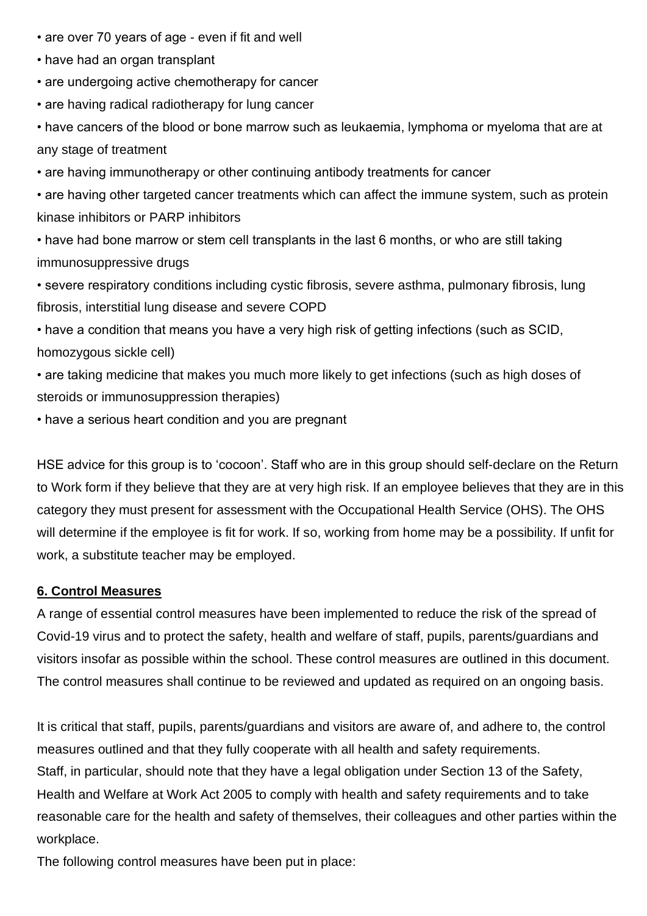- are over 70 years of age - even if fit and well
- have had an organ transplant
- are undergoing active chemotherapy for cancer
- are having radical radiotherapy for lung cancer
- have cancers of the blood or bone marrow such as leukaemia, lymphoma or myeloma that are at any stage of treatment
- are having immunotherapy or other continuing antibody treatments for cancer
- are having other targeted cancer treatments which can affect the immune system, such as protein kinase inhibitors or PARP inhibitors
- have had bone marrow or stem cell transplants in the last 6 months, or who are still taking immunosuppressive drugs
- severe respiratory conditions including cystic fibrosis, severe asthma, pulmonary fibrosis, lung fibrosis, interstitial lung disease and severe COPD
- have a condition that means you have a very high risk of getting infections (such as SCID, homozygous sickle cell)
- are taking medicine that makes you much more likely to get infections (such as high doses of steroids or immunosuppression therapies)
- have a serious heart condition and you are pregnant

HSE advice for this group is to 'cocoon'. Staff who are in this group should self-declare on the Return to Work form if they believe that they are at very high risk. If an employee believes that they are in this category they must present for assessment with the Occupational Health Service (OHS). The OHS will determine if the employee is fit for work. If so, working from home may be a possibility. If unfit for work, a substitute teacher may be employed.

## 6. Control Measures

A range of essential control measures have been implemented to reduce the risk of the spread of Covid-19 virus and to protect the safety, health and welfare of staff, pupils, parents/guardians and visitors insofar as possible within the school. These control measures are outlined in this document. The control measures shall continue to be reviewed and updated as required on an ongoing basis.

It is critical that staff, pupils, parents/guardians and visitors are aware of, and adhere to, the control measures outlined and that they fully cooperate with all health and safety requirements.
Staff, in particular, should note that they have a legal obligation under Section 13 of the Safety, Health and Welfare at Work Act 2005 to comply with health and safety requirements and to take reasonable care for the health and safety of themselves, their colleagues and other parties within the workplace.
The following control measures have been put in place: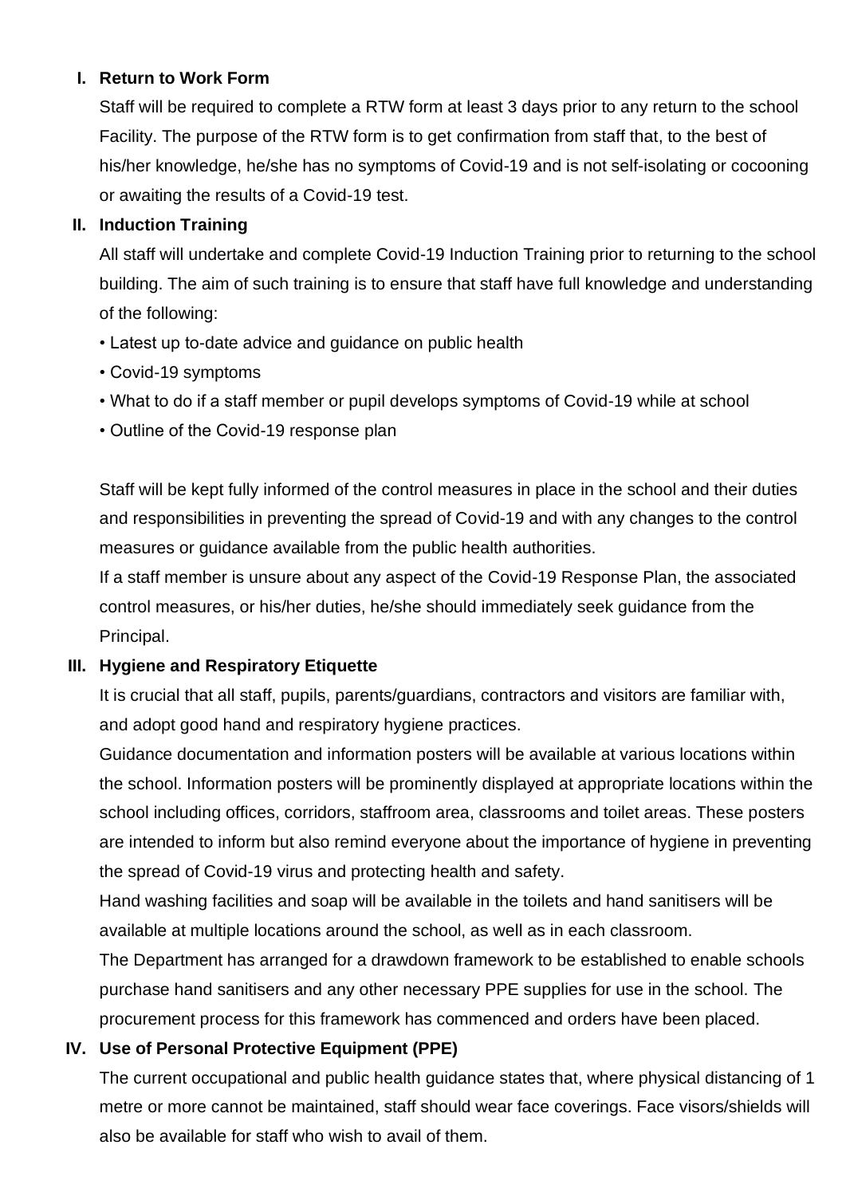### I. Return to Work Form

Staff will be required to complete a RTW form at least 3 days prior to any return to the school Facility. The purpose of the RTW form is to get confirmation from staff that, to the best of his/her knowledge, he/she has no symptoms of Covid-19 and is not self-isolating or cocooning or awaiting the results of a Covid-19 test.

### II. Induction Training

All staff will undertake and complete Covid-19 Induction Training prior to returning to the school building. The aim of such training is to ensure that staff have full knowledge and understanding of the following:

- Latest up to-date advice and guidance on public health
- Covid-19 symptoms
- What to do if a staff member or pupil develops symptoms of Covid-19 while at school
- Outline of the Covid-19 response plan

Staff will be kept fully informed of the control measures in place in the school and their duties and responsibilities in preventing the spread of Covid-19 and with any changes to the control measures or guidance available from the public health authorities.

If a staff member is unsure about any aspect of the Covid-19 Response Plan, the associated control measures, or his/her duties, he/she should immediately seek guidance from the Principal.

### III. Hygiene and Respiratory Etiquette

It is crucial that all staff, pupils, parents/guardians, contractors and visitors are familiar with, and adopt good hand and respiratory hygiene practices.

Guidance documentation and information posters will be available at various locations within the school. Information posters will be prominently displayed at appropriate locations within the school including offices, corridors, staffroom area, classrooms and toilet areas. These posters are intended to inform but also remind everyone about the importance of hygiene in preventing the spread of Covid-19 virus and protecting health and safety.

Hand washing facilities and soap will be available in the toilets and hand sanitisers will be available at multiple locations around the school, as well as in each classroom.

The Department has arranged for a drawdown framework to be established to enable schools purchase hand sanitisers and any other necessary PPE supplies for use in the school. The procurement process for this framework has commenced and orders have been placed.

### IV. Use of Personal Protective Equipment (PPE)

The current occupational and public health guidance states that, where physical distancing of 1 metre or more cannot be maintained, staff should wear face coverings. Face visors/shields will also be available for staff who wish to avail of them.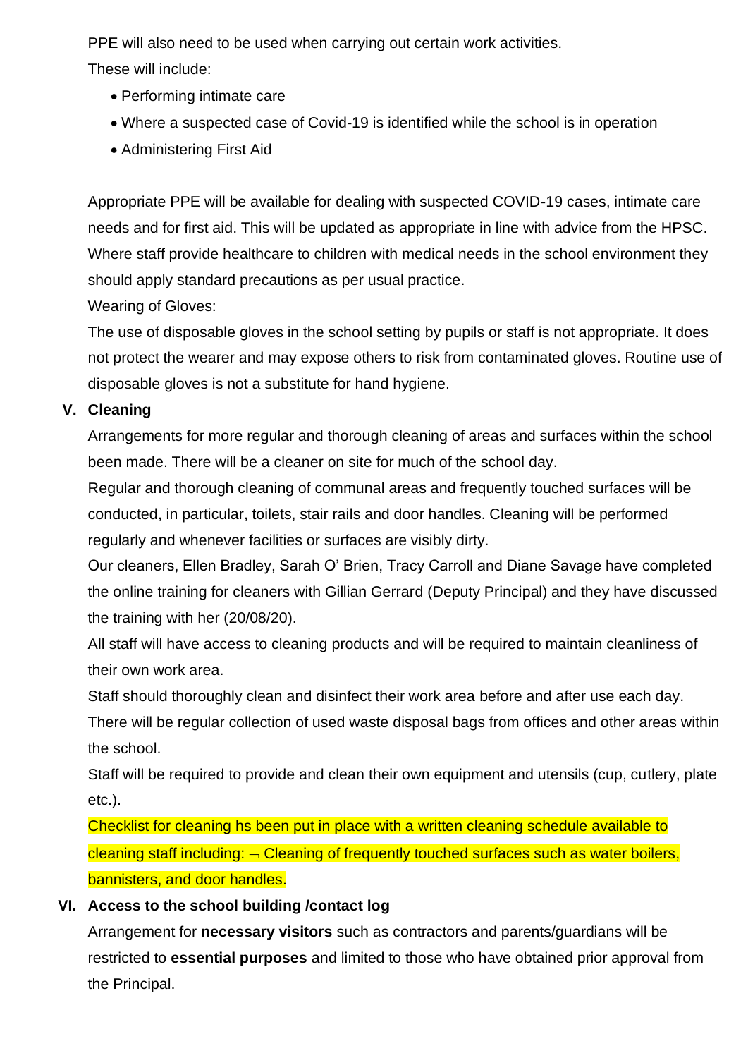PPE will also need to be used when carrying out certain work activities.

These will include:

- Performing intimate care
- Where a suspected case of Covid-19 is identified while the school is in operation
- Administering First Aid

Appropriate PPE will be available for dealing with suspected COVID-19 cases, intimate care needs and for first aid. This will be updated as appropriate in line with advice from the HPSC. Where staff provide healthcare to children with medical needs in the school environment they should apply standard precautions as per usual practice.

Wearing of Gloves:

The use of disposable gloves in the school setting by pupils or staff is not appropriate. It does not protect the wearer and may expose others to risk from contaminated gloves. Routine use of disposable gloves is not a substitute for hand hygiene.

## V. Cleaning

Arrangements for more regular and thorough cleaning of areas and surfaces within the school been made. There will be a cleaner on site for much of the school day.

Regular and thorough cleaning of communal areas and frequently touched surfaces will be conducted, in particular, toilets, stair rails and door handles. Cleaning will be performed regularly and whenever facilities or surfaces are visibly dirty.

Our cleaners, Ellen Bradley, Sarah O' Brien, Tracy Carroll and Diane Savage have completed the online training for cleaners with Gillian Gerrard (Deputy Principal) and they have discussed the training with her (20/08/20).

All staff will have access to cleaning products and will be required to maintain cleanliness of their own work area.

Staff should thoroughly clean and disinfect their work area before and after use each day.

There will be regular collection of used waste disposal bags from offices and other areas within the school.

Staff will be required to provide and clean their own equipment and utensils (cup, cutlery, plate etc.).

Checklist for cleaning hs been put in place with a written cleaning schedule available to cleaning staff including: ¬ Cleaning of frequently touched surfaces such as water boilers, bannisters, and door handles.

## VI. Access to the school building /contact log

Arrangement for **necessary visitors** such as contractors and parents/guardians will be restricted to **essential purposes** and limited to those who have obtained prior approval from the Principal.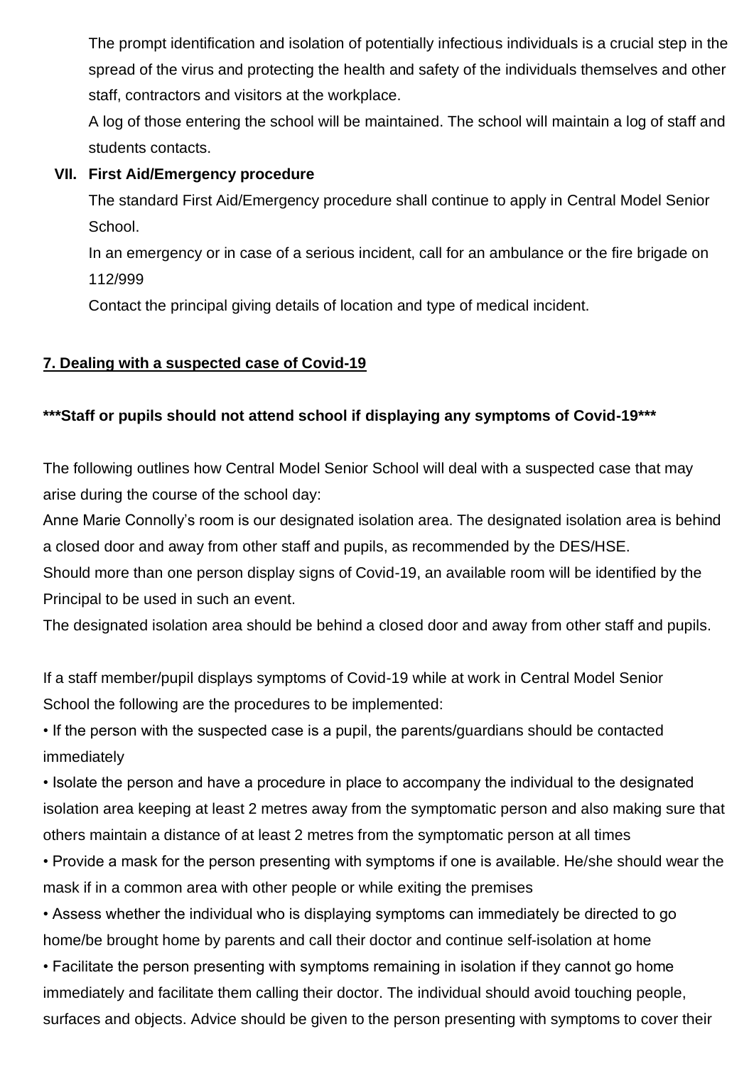The prompt identification and isolation of potentially infectious individuals is a crucial step in the spread of the virus and protecting the health and safety of the individuals themselves and other staff, contractors and visitors at the workplace.

A log of those entering the school will be maintained. The school will maintain a log of staff and students contacts.

**VII. First Aid/Emergency procedure**

The standard First Aid/Emergency procedure shall continue to apply in Central Model Senior School.

In an emergency or in case of a serious incident, call for an ambulance or the fire brigade on 112/999

Contact the principal giving details of location and type of medical incident.

## 7. Dealing with a suspected case of Covid-19

**\*\*\*Staff or pupils should not attend school if displaying any symptoms of Covid-19\*\*\***

The following outlines how Central Model Senior School will deal with a suspected case that may arise during the course of the school day:

Anne Marie Connolly's room is our designated isolation area. The designated isolation area is behind a closed door and away from other staff and pupils, as recommended by the DES/HSE.

Should more than one person display signs of Covid-19, an available room will be identified by the Principal to be used in such an event.

The designated isolation area should be behind a closed door and away from other staff and pupils.

If a staff member/pupil displays symptoms of Covid-19 while at work in Central Model Senior School the following are the procedures to be implemented:

- If the person with the suspected case is a pupil, the parents/guardians should be contacted immediately
- Isolate the person and have a procedure in place to accompany the individual to the designated isolation area keeping at least 2 metres away from the symptomatic person and also making sure that others maintain a distance of at least 2 metres from the symptomatic person at all times
- Provide a mask for the person presenting with symptoms if one is available. He/she should wear the mask if in a common area with other people or while exiting the premises
- Assess whether the individual who is displaying symptoms can immediately be directed to go home/be brought home by parents and call their doctor and continue self-isolation at home
- Facilitate the person presenting with symptoms remaining in isolation if they cannot go home immediately and facilitate them calling their doctor. The individual should avoid touching people, surfaces and objects. Advice should be given to the person presenting with symptoms to cover their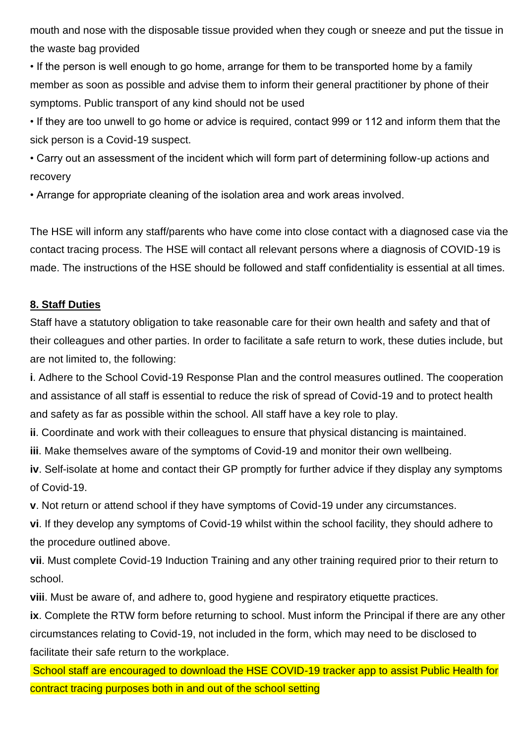mouth and nose with the disposable tissue provided when they cough or sneeze and put the tissue in the waste bag provided

• If the person is well enough to go home, arrange for them to be transported home by a family member as soon as possible and advise them to inform their general practitioner by phone of their symptoms. Public transport of any kind should not be used

• If they are too unwell to go home or advice is required, contact 999 or 112 and inform them that the sick person is a Covid-19 suspect.

• Carry out an assessment of the incident which will form part of determining follow-up actions and recovery

• Arrange for appropriate cleaning of the isolation area and work areas involved.

The HSE will inform any staff/parents who have come into close contact with a diagnosed case via the contact tracing process. The HSE will contact all relevant persons where a diagnosis of COVID-19 is made. The instructions of the HSE should be followed and staff confidentiality is essential at all times.

## 8. Staff Duties

Staff have a statutory obligation to take reasonable care for their own health and safety and that of their colleagues and other parties. In order to facilitate a safe return to work, these duties include, but are not limited to, the following:

**i**. Adhere to the School Covid-19 Response Plan and the control measures outlined. The cooperation and assistance of all staff is essential to reduce the risk of spread of Covid-19 and to protect health and safety as far as possible within the school. All staff have a key role to play.

**ii**. Coordinate and work with their colleagues to ensure that physical distancing is maintained.

**iii**. Make themselves aware of the symptoms of Covid-19 and monitor their own wellbeing.

**iv**. Self-isolate at home and contact their GP promptly for further advice if they display any symptoms of Covid-19.

**v**. Not return or attend school if they have symptoms of Covid-19 under any circumstances.

**vi**. If they develop any symptoms of Covid-19 whilst within the school facility, they should adhere to the procedure outlined above.

**vii**. Must complete Covid-19 Induction Training and any other training required prior to their return to school.

**viii**. Must be aware of, and adhere to, good hygiene and respiratory etiquette practices.

**ix**. Complete the RTW form before returning to school. Must inform the Principal if there are any other circumstances relating to Covid-19, not included in the form, which may need to be disclosed to facilitate their safe return to the workplace.

School staff are encouraged to download the HSE COVID-19 tracker app to assist Public Health for contract tracing purposes both in and out of the school setting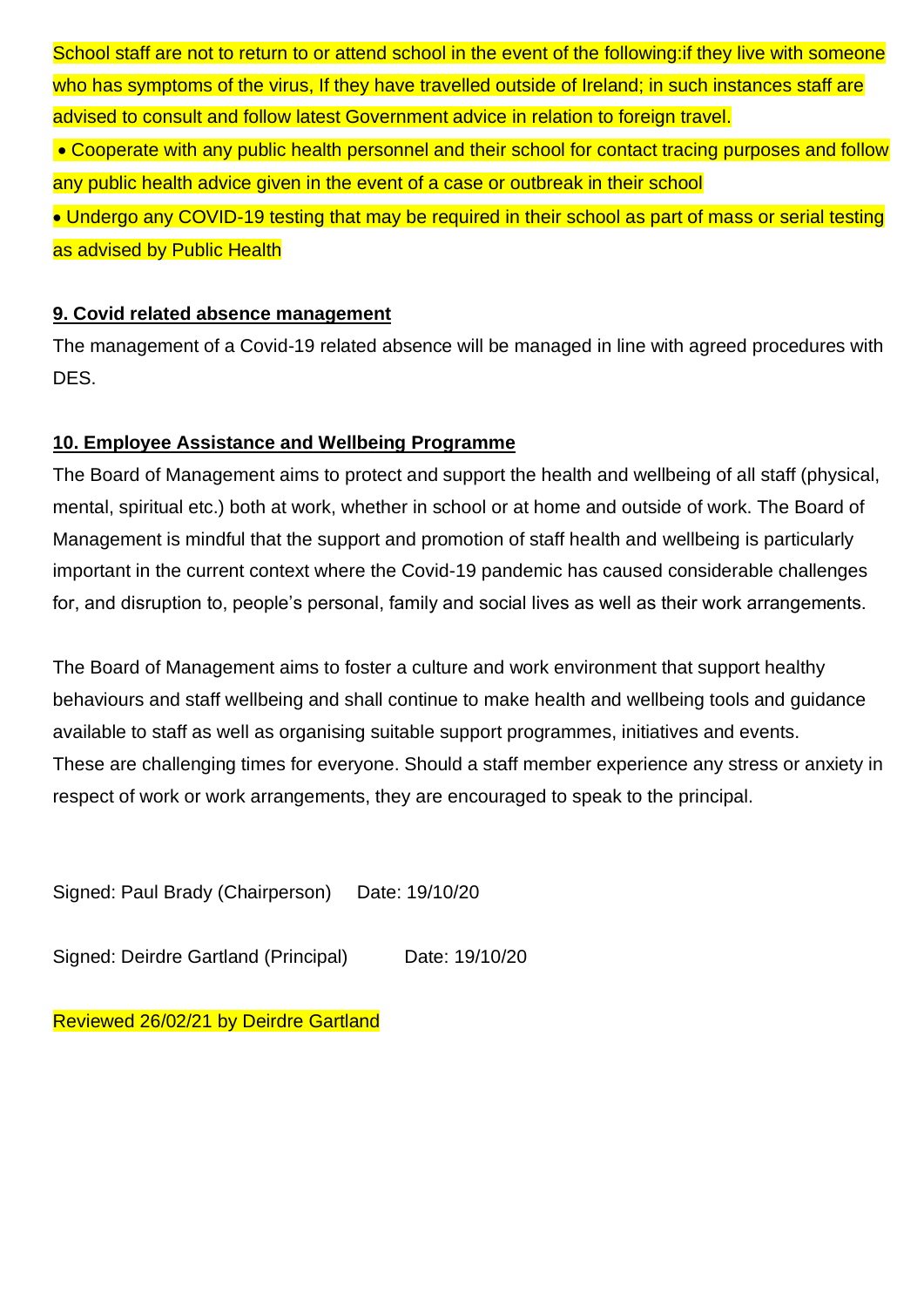School staff are not to return to or attend school in the event of the following:if they live with someone who has symptoms of the virus, If they have travelled outside of Ireland; in such instances staff are advised to consult and follow latest Government advice in relation to foreign travel.

- Cooperate with any public health personnel and their school for contact tracing purposes and follow any public health advice given in the event of a case or outbreak in their school
- Undergo any COVID-19 testing that may be required in their school as part of mass or serial testing as advised by Public Health

## 9. Covid related absence management

The management of a Covid-19 related absence will be managed in line with agreed procedures with DES.

## 10. Employee Assistance and Wellbeing Programme

The Board of Management aims to protect and support the health and wellbeing of all staff (physical, mental, spiritual etc.) both at work, whether in school or at home and outside of work. The Board of Management is mindful that the support and promotion of staff health and wellbeing is particularly important in the current context where the Covid-19 pandemic has caused considerable challenges for, and disruption to, people's personal, family and social lives as well as their work arrangements.

The Board of Management aims to foster a culture and work environment that support healthy behaviours and staff wellbeing and shall continue to make health and wellbeing tools and guidance available to staff as well as organising suitable support programmes, initiatives and events. These are challenging times for everyone. Should a staff member experience any stress or anxiety in respect of work or work arrangements, they are encouraged to speak to the principal.

Signed: Paul Brady (Chairperson) Date: 19/10/20

Signed: Deirdre Gartland (Principal) Date: 19/10/20

Reviewed 26/02/21 by Deirdre Gartland